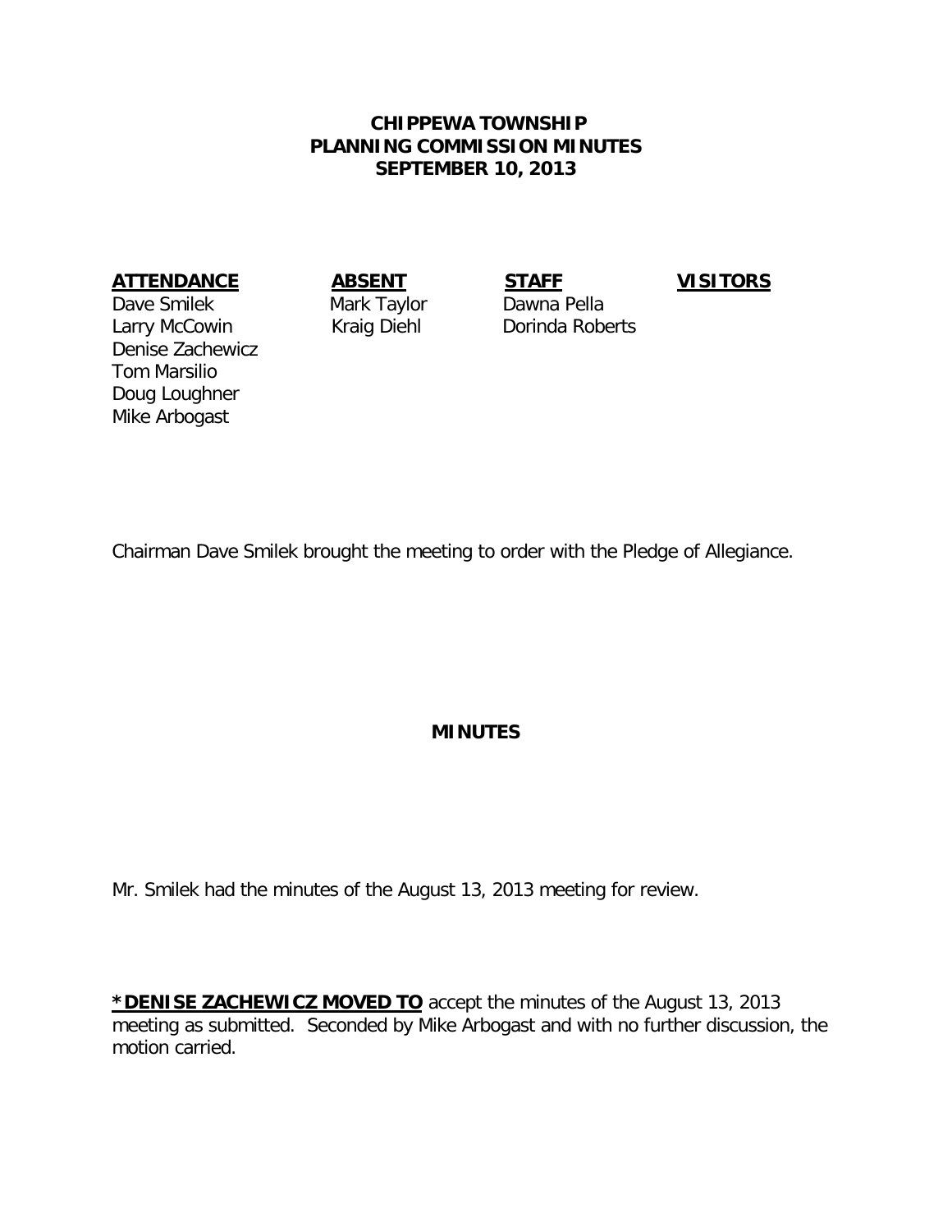# CHIPPEWA TOWNSHIP
# PLANNING COMMISSION MINUTES
# SEPTEMBER 10, 2013

| ATTENDANCE | ABSENT | STAFF | VISITORS |
|---|---|---|---|
| Dave Smilek | Mark Taylor | Dawna Pella | |
| Larry McCowin | Kraig Diehl | Dorinda Roberts | |
| Denise Zachewicz | | | |
| Tom Marsilio | | | |
| Doug Loughner | | | |
| Mike Arbogast | | | |

Chairman Dave Smilek brought the meeting to order with the Pledge of Allegiance.

## MINUTES

Mr. Smilek had the minutes of the August 13, 2013 meeting for review.

**\*DENISE ZACHEWICZ MOVED TO** accept the minutes of the August 13, 2013 meeting as submitted. Seconded by Mike Arbogast and with no further discussion, the motion carried.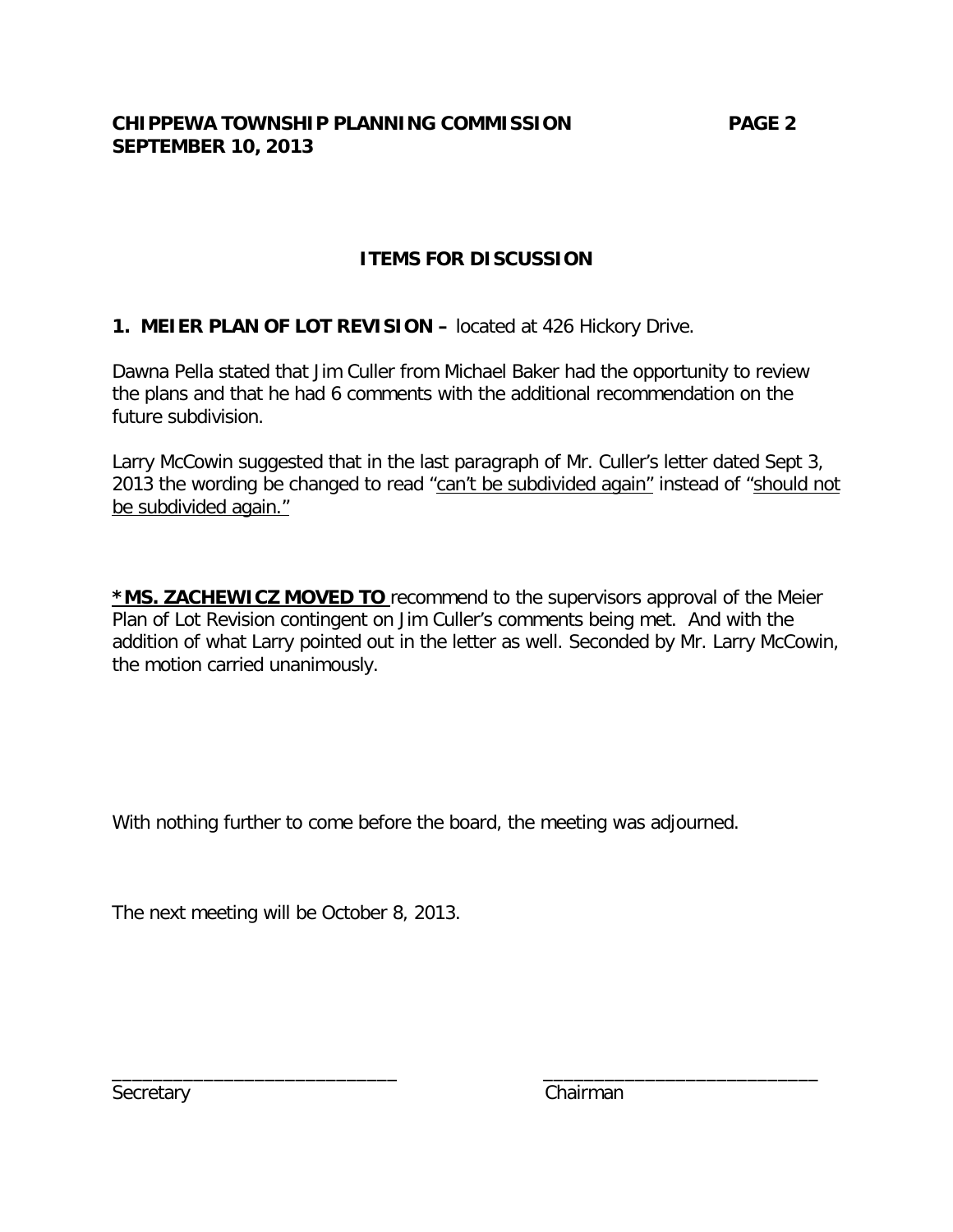## ITEMS FOR DISCUSSION

**1. MEIER PLAN OF LOT REVISION –** located at 426 Hickory Drive.

Dawna Pella stated that Jim Culler from Michael Baker had the opportunity to review the plans and that he had 6 comments with the additional recommendation on the future subdivision.

Larry McCowin suggested that in the last paragraph of Mr. Culler's letter dated Sept 3, 2013 the wording be changed to read "<u>can't be subdivided again</u>" instead of "<u>should not be subdivided again.</u>"

**<u>*MS. ZACHEWICZ MOVED TO</u>** recommend to the supervisors approval of the Meier Plan of Lot Revision contingent on Jim Culler's comments being met. And with the addition of what Larry pointed out in the letter as well. Seconded by Mr. Larry McCowin, the motion carried unanimously.

With nothing further to come before the board, the meeting was adjourned.

The next meeting will be October 8, 2013.

_____________________________ Secretary

_____________________________ Chairman